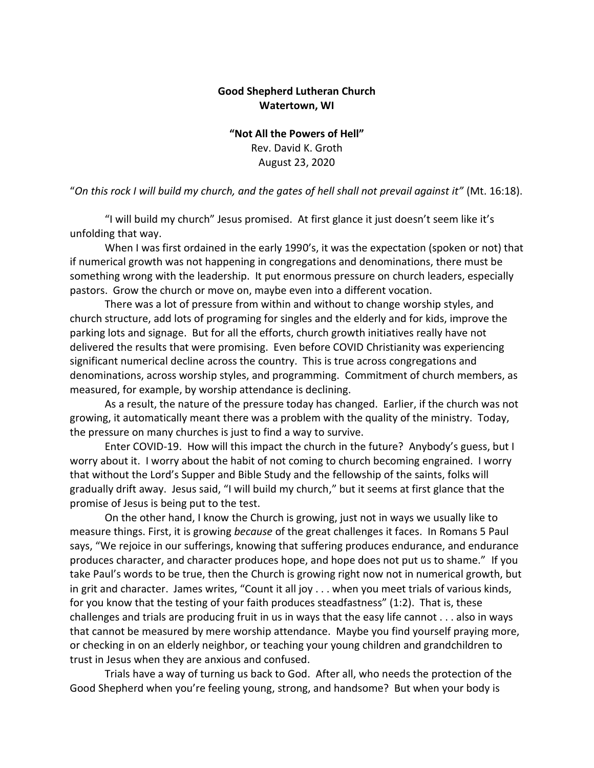**Good Shepherd Lutheran Church**
**Watertown, WI**

**"Not All the Powers of Hell"**
Rev. David K. Groth
August 23, 2020

"*On this rock I will build my church, and the gates of hell shall not prevail against it"* (Mt. 16:18).

"I will build my church" Jesus promised. At first glance it just doesn't seem like it's unfolding that way.

When I was first ordained in the early 1990's, it was the expectation (spoken or not) that if numerical growth was not happening in congregations and denominations, there must be something wrong with the leadership. It put enormous pressure on church leaders, especially pastors. Grow the church or move on, maybe even into a different vocation.

There was a lot of pressure from within and without to change worship styles, and church structure, add lots of programing for singles and the elderly and for kids, improve the parking lots and signage. But for all the efforts, church growth initiatives really have not delivered the results that were promising. Even before COVID Christianity was experiencing significant numerical decline across the country. This is true across congregations and denominations, across worship styles, and programming. Commitment of church members, as measured, for example, by worship attendance is declining.

As a result, the nature of the pressure today has changed. Earlier, if the church was not growing, it automatically meant there was a problem with the quality of the ministry. Today, the pressure on many churches is just to find a way to survive.

Enter COVID-19. How will this impact the church in the future? Anybody's guess, but I worry about it. I worry about the habit of not coming to church becoming engrained. I worry that without the Lord's Supper and Bible Study and the fellowship of the saints, folks will gradually drift away. Jesus said, "I will build my church," but it seems at first glance that the promise of Jesus is being put to the test.

On the other hand, I know the Church is growing, just not in ways we usually like to measure things. First, it is growing *because* of the great challenges it faces. In Romans 5 Paul says, "We rejoice in our sufferings, knowing that suffering produces endurance, and endurance produces character, and character produces hope, and hope does not put us to shame." If you take Paul's words to be true, then the Church is growing right now not in numerical growth, but in grit and character. James writes, "Count it all joy . . . when you meet trials of various kinds, for you know that the testing of your faith produces steadfastness" (1:2). That is, these challenges and trials are producing fruit in us in ways that the easy life cannot . . . also in ways that cannot be measured by mere worship attendance. Maybe you find yourself praying more, or checking in on an elderly neighbor, or teaching your young children and grandchildren to trust in Jesus when they are anxious and confused.

Trials have a way of turning us back to God. After all, who needs the protection of the Good Shepherd when you're feeling young, strong, and handsome? But when your body is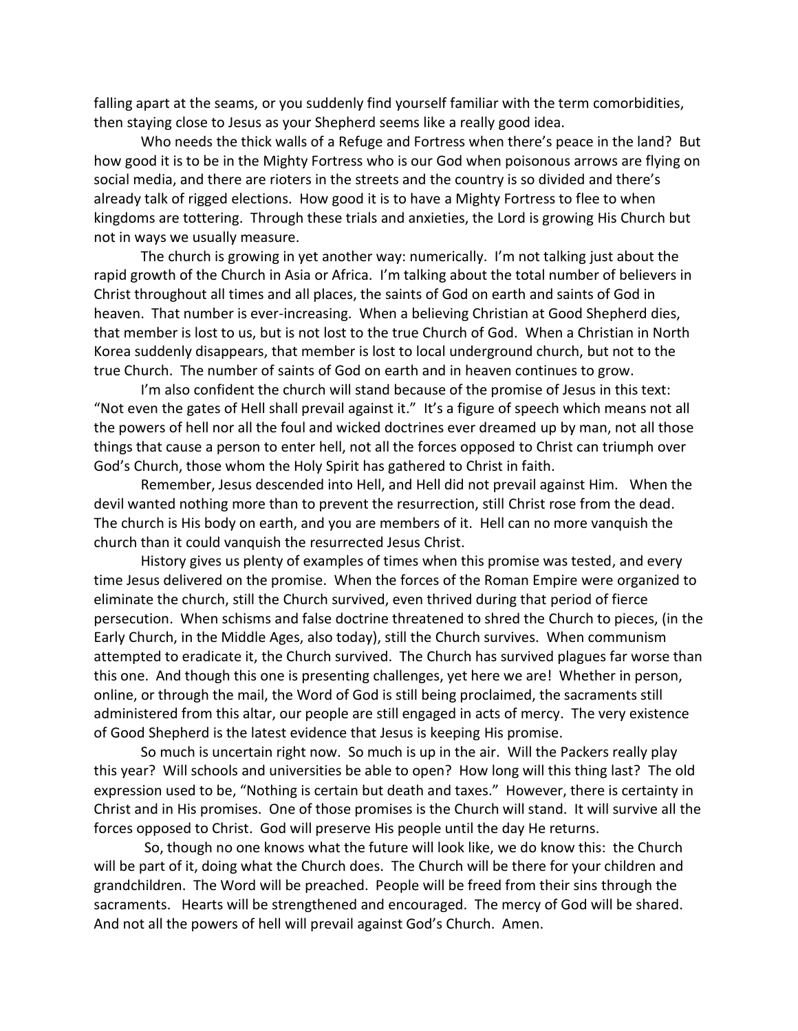falling apart at the seams, or you suddenly find yourself familiar with the term comorbidities, then staying close to Jesus as your Shepherd seems like a really good idea.

Who needs the thick walls of a Refuge and Fortress when there's peace in the land? But how good it is to be in the Mighty Fortress who is our God when poisonous arrows are flying on social media, and there are rioters in the streets and the country is so divided and there's already talk of rigged elections. How good it is to have a Mighty Fortress to flee to when kingdoms are tottering. Through these trials and anxieties, the Lord is growing His Church but not in ways we usually measure.

The church is growing in yet another way: numerically. I'm not talking just about the rapid growth of the Church in Asia or Africa. I'm talking about the total number of believers in Christ throughout all times and all places, the saints of God on earth and saints of God in heaven. That number is ever-increasing. When a believing Christian at Good Shepherd dies, that member is lost to us, but is not lost to the true Church of God. When a Christian in North Korea suddenly disappears, that member is lost to local underground church, but not to the true Church. The number of saints of God on earth and in heaven continues to grow.

I'm also confident the church will stand because of the promise of Jesus in this text: "Not even the gates of Hell shall prevail against it." It's a figure of speech which means not all the powers of hell nor all the foul and wicked doctrines ever dreamed up by man, not all those things that cause a person to enter hell, not all the forces opposed to Christ can triumph over God's Church, those whom the Holy Spirit has gathered to Christ in faith.

Remember, Jesus descended into Hell, and Hell did not prevail against Him. When the devil wanted nothing more than to prevent the resurrection, still Christ rose from the dead. The church is His body on earth, and you are members of it. Hell can no more vanquish the church than it could vanquish the resurrected Jesus Christ.

History gives us plenty of examples of times when this promise was tested, and every time Jesus delivered on the promise. When the forces of the Roman Empire were organized to eliminate the church, still the Church survived, even thrived during that period of fierce persecution. When schisms and false doctrine threatened to shred the Church to pieces, (in the Early Church, in the Middle Ages, also today), still the Church survives. When communism attempted to eradicate it, the Church survived. The Church has survived plagues far worse than this one. And though this one is presenting challenges, yet here we are! Whether in person, online, or through the mail, the Word of God is still being proclaimed, the sacraments still administered from this altar, our people are still engaged in acts of mercy. The very existence of Good Shepherd is the latest evidence that Jesus is keeping His promise.

So much is uncertain right now. So much is up in the air. Will the Packers really play this year? Will schools and universities be able to open? How long will this thing last? The old expression used to be, "Nothing is certain but death and taxes." However, there is certainty in Christ and in His promises. One of those promises is the Church will stand. It will survive all the forces opposed to Christ. God will preserve His people until the day He returns.

So, though no one knows what the future will look like, we do know this: the Church will be part of it, doing what the Church does. The Church will be there for your children and grandchildren. The Word will be preached. People will be freed from their sins through the sacraments. Hearts will be strengthened and encouraged. The mercy of God will be shared. And not all the powers of hell will prevail against God's Church. Amen.